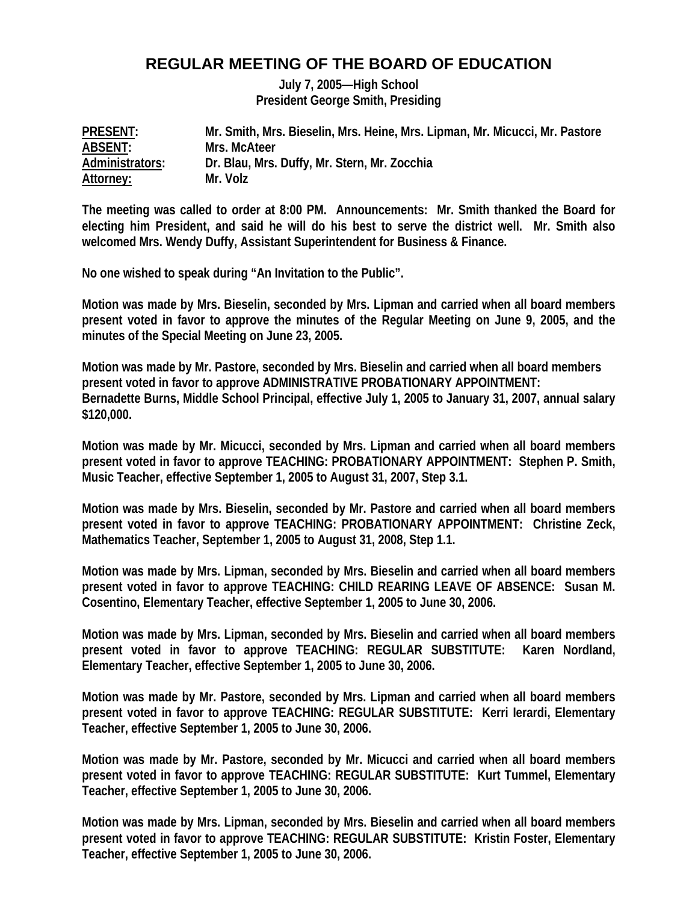# REGULAR MEETING OF THE BOARD OF EDUCATION

**July 7, 2005—High School**
**President George Smith, Presiding**

| | |
|---|---|
| **PRESENT:** | **Mr. Smith, Mrs. Bieselin, Mrs. Heine, Mrs. Lipman, Mr. Micucci, Mr. Pastore** |
| **ABSENT:** | **Mrs. McAteer** |
| **Administrators:** | **Dr. Blau, Mrs. Duffy, Mr. Stern, Mr. Zocchia** |
| **Attorney:** | **Mr. Volz** |

**The meeting was called to order at 8:00 PM. Announcements: Mr. Smith thanked the Board for electing him President, and said he will do his best to serve the district well. Mr. Smith also welcomed Mrs. Wendy Duffy, Assistant Superintendent for Business & Finance.**

**No one wished to speak during "An Invitation to the Public".**

**Motion was made by Mrs. Bieselin, seconded by Mrs. Lipman and carried when all board members present voted in favor to approve the minutes of the Regular Meeting on June 9, 2005, and the minutes of the Special Meeting on June 23, 2005.**

**Motion was made by Mr. Pastore, seconded by Mrs. Bieselin and carried when all board members present voted in favor to approve ADMINISTRATIVE PROBATIONARY APPOINTMENT: Bernadette Burns, Middle School Principal, effective July 1, 2005 to January 31, 2007, annual salary $120,000.**

**Motion was made by Mr. Micucci, seconded by Mrs. Lipman and carried when all board members present voted in favor to approve TEACHING: PROBATIONARY APPOINTMENT: Stephen P. Smith, Music Teacher, effective September 1, 2005 to August 31, 2007, Step 3.1.**

**Motion was made by Mrs. Bieselin, seconded by Mr. Pastore and carried when all board members present voted in favor to approve TEACHING: PROBATIONARY APPOINTMENT: Christine Zeck, Mathematics Teacher, September 1, 2005 to August 31, 2008, Step 1.1.**

**Motion was made by Mrs. Lipman, seconded by Mrs. Bieselin and carried when all board members present voted in favor to approve TEACHING: CHILD REARING LEAVE OF ABSENCE: Susan M. Cosentino, Elementary Teacher, effective September 1, 2005 to June 30, 2006.**

**Motion was made by Mrs. Lipman, seconded by Mrs. Bieselin and carried when all board members present voted in favor to approve TEACHING: REGULAR SUBSTITUTE: Karen Nordland, Elementary Teacher, effective September 1, 2005 to June 30, 2006.**

**Motion was made by Mr. Pastore, seconded by Mrs. Lipman and carried when all board members present voted in favor to approve TEACHING: REGULAR SUBSTITUTE: Kerri Ierardi, Elementary Teacher, effective September 1, 2005 to June 30, 2006.**

**Motion was made by Mr. Pastore, seconded by Mr. Micucci and carried when all board members present voted in favor to approve TEACHING: REGULAR SUBSTITUTE: Kurt Tummel, Elementary Teacher, effective September 1, 2005 to June 30, 2006.**

**Motion was made by Mrs. Lipman, seconded by Mrs. Bieselin and carried when all board members present voted in favor to approve TEACHING: REGULAR SUBSTITUTE: Kristin Foster, Elementary Teacher, effective September 1, 2005 to June 30, 2006.**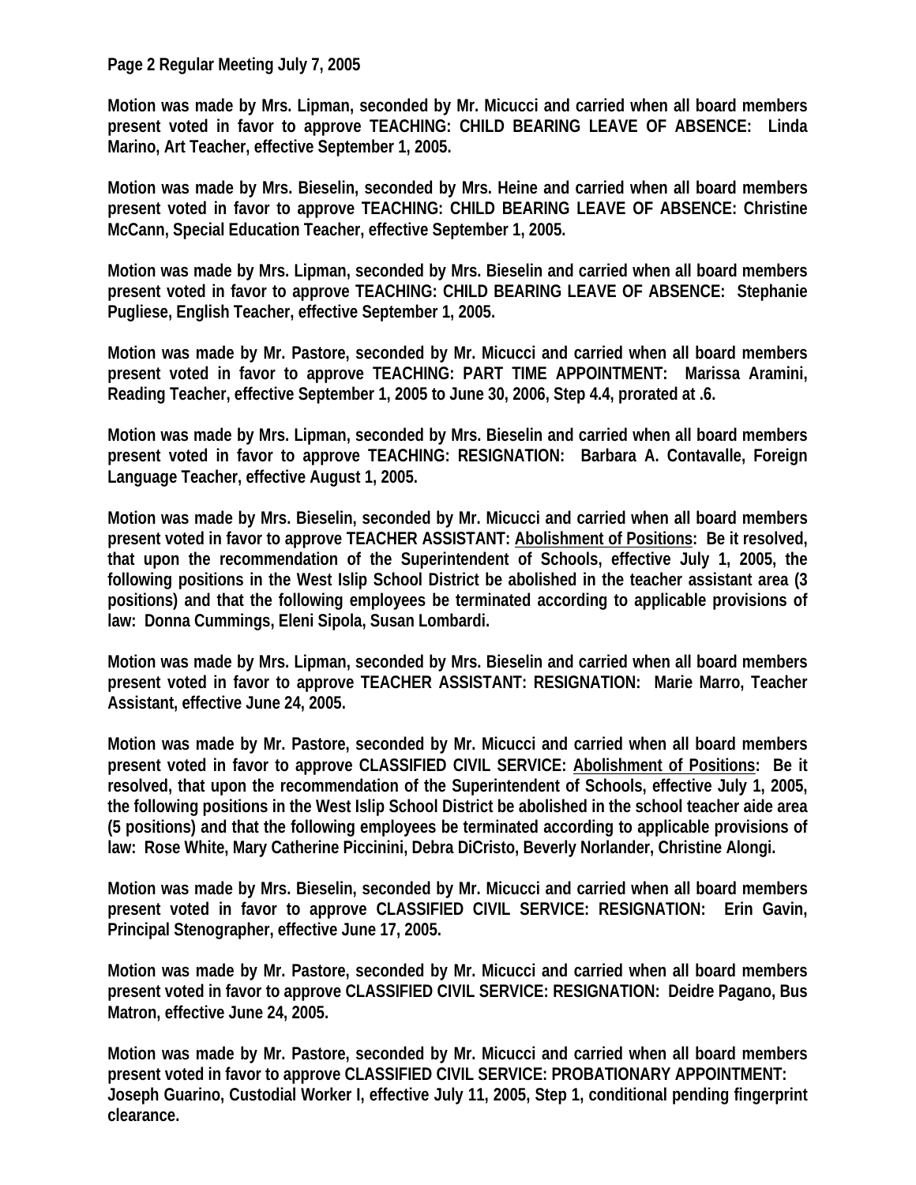**Motion was made by Mrs. Lipman, seconded by Mr. Micucci and carried when all board members present voted in favor to approve TEACHING: CHILD BEARING LEAVE OF ABSENCE: Linda Marino, Art Teacher, effective September 1, 2005.**

**Motion was made by Mrs. Bieselin, seconded by Mrs. Heine and carried when all board members present voted in favor to approve TEACHING: CHILD BEARING LEAVE OF ABSENCE: Christine McCann, Special Education Teacher, effective September 1, 2005.**

**Motion was made by Mrs. Lipman, seconded by Mrs. Bieselin and carried when all board members present voted in favor to approve TEACHING: CHILD BEARING LEAVE OF ABSENCE: Stephanie Pugliese, English Teacher, effective September 1, 2005.**

**Motion was made by Mr. Pastore, seconded by Mr. Micucci and carried when all board members present voted in favor to approve TEACHING: PART TIME APPOINTMENT: Marissa Aramini, Reading Teacher, effective September 1, 2005 to June 30, 2006, Step 4.4, prorated at .6.**

**Motion was made by Mrs. Lipman, seconded by Mrs. Bieselin and carried when all board members present voted in favor to approve TEACHING: RESIGNATION: Barbara A. Contavalle, Foreign Language Teacher, effective August 1, 2005.**

**Motion was made by Mrs. Bieselin, seconded by Mr. Micucci and carried when all board members present voted in favor to approve TEACHER ASSISTANT: Abolishment of Positions: Be it resolved, that upon the recommendation of the Superintendent of Schools, effective July 1, 2005, the following positions in the West Islip School District be abolished in the teacher assistant area (3 positions) and that the following employees be terminated according to applicable provisions of law: Donna Cummings, Eleni Sipola, Susan Lombardi.**

**Motion was made by Mrs. Lipman, seconded by Mrs. Bieselin and carried when all board members present voted in favor to approve TEACHER ASSISTANT: RESIGNATION: Marie Marro, Teacher Assistant, effective June 24, 2005.**

**Motion was made by Mr. Pastore, seconded by Mr. Micucci and carried when all board members present voted in favor to approve CLASSIFIED CIVIL SERVICE: Abolishment of Positions: Be it resolved, that upon the recommendation of the Superintendent of Schools, effective July 1, 2005, the following positions in the West Islip School District be abolished in the school teacher aide area (5 positions) and that the following employees be terminated according to applicable provisions of law: Rose White, Mary Catherine Piccinini, Debra DiCristo, Beverly Norlander, Christine Alongi.**

**Motion was made by Mrs. Bieselin, seconded by Mr. Micucci and carried when all board members present voted in favor to approve CLASSIFIED CIVIL SERVICE: RESIGNATION: Erin Gavin, Principal Stenographer, effective June 17, 2005.**

**Motion was made by Mr. Pastore, seconded by Mr. Micucci and carried when all board members present voted in favor to approve CLASSIFIED CIVIL SERVICE: RESIGNATION: Deidre Pagano, Bus Matron, effective June 24, 2005.**

**Motion was made by Mr. Pastore, seconded by Mr. Micucci and carried when all board members present voted in favor to approve CLASSIFIED CIVIL SERVICE: PROBATIONARY APPOINTMENT: Joseph Guarino, Custodial Worker I, effective July 11, 2005, Step 1, conditional pending fingerprint clearance.**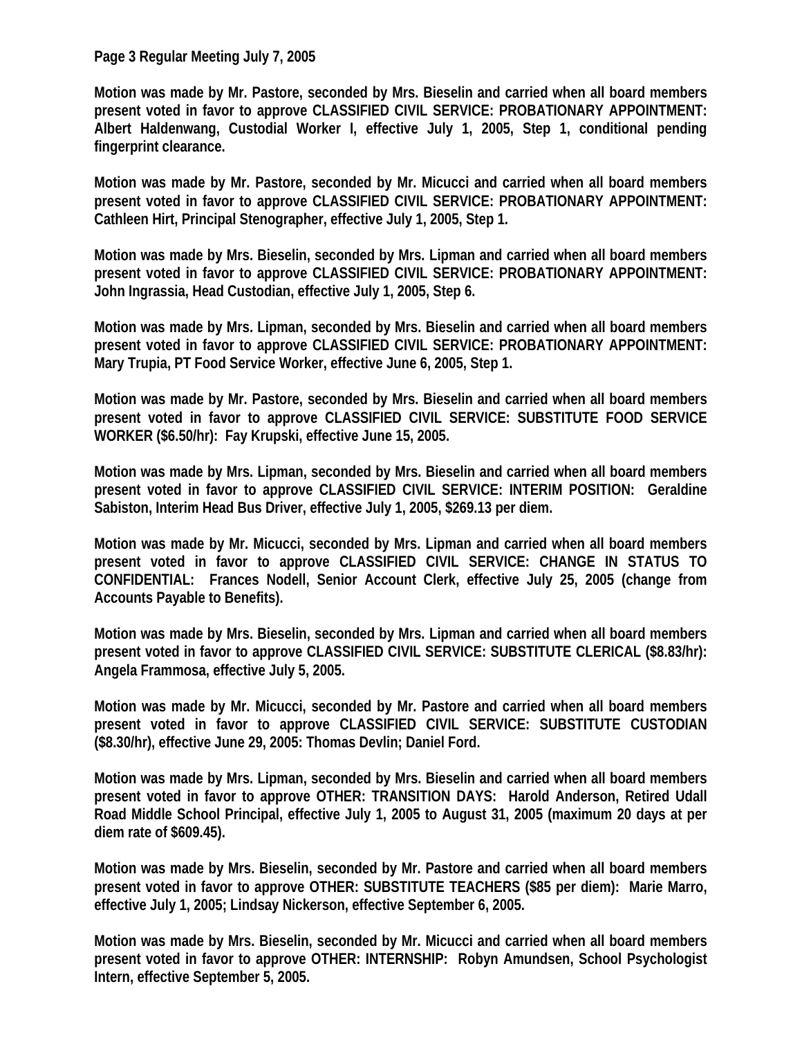**Page 3 Regular Meeting July 7, 2005**

**Motion was made by Mr. Pastore, seconded by Mrs. Bieselin and carried when all board members present voted in favor to approve CLASSIFIED CIVIL SERVICE: PROBATIONARY APPOINTMENT: Albert Haldenwang, Custodial Worker I, effective July 1, 2005, Step 1, conditional pending fingerprint clearance.**

**Motion was made by Mr. Pastore, seconded by Mr. Micucci and carried when all board members present voted in favor to approve CLASSIFIED CIVIL SERVICE: PROBATIONARY APPOINTMENT: Cathleen Hirt, Principal Stenographer, effective July 1, 2005, Step 1.**

**Motion was made by Mrs. Bieselin, seconded by Mrs. Lipman and carried when all board members present voted in favor to approve CLASSIFIED CIVIL SERVICE: PROBATIONARY APPOINTMENT: John Ingrassia, Head Custodian, effective July 1, 2005, Step 6.**

**Motion was made by Mrs. Lipman, seconded by Mrs. Bieselin and carried when all board members present voted in favor to approve CLASSIFIED CIVIL SERVICE: PROBATIONARY APPOINTMENT: Mary Trupia, PT Food Service Worker, effective June 6, 2005, Step 1.**

**Motion was made by Mr. Pastore, seconded by Mrs. Bieselin and carried when all board members present voted in favor to approve CLASSIFIED CIVIL SERVICE: SUBSTITUTE FOOD SERVICE WORKER ($6.50/hr): Fay Krupski, effective June 15, 2005.**

**Motion was made by Mrs. Lipman, seconded by Mrs. Bieselin and carried when all board members present voted in favor to approve CLASSIFIED CIVIL SERVICE: INTERIM POSITION: Geraldine Sabiston, Interim Head Bus Driver, effective July 1, 2005, $269.13 per diem.**

**Motion was made by Mr. Micucci, seconded by Mrs. Lipman and carried when all board members present voted in favor to approve CLASSIFIED CIVIL SERVICE: CHANGE IN STATUS TO CONFIDENTIAL: Frances Nodell, Senior Account Clerk, effective July 25, 2005 (change from Accounts Payable to Benefits).**

**Motion was made by Mrs. Bieselin, seconded by Mrs. Lipman and carried when all board members present voted in favor to approve CLASSIFIED CIVIL SERVICE: SUBSTITUTE CLERICAL ($8.83/hr): Angela Frammosa, effective July 5, 2005.**

**Motion was made by Mr. Micucci, seconded by Mr. Pastore and carried when all board members present voted in favor to approve CLASSIFIED CIVIL SERVICE: SUBSTITUTE CUSTODIAN ($8.30/hr), effective June 29, 2005: Thomas Devlin; Daniel Ford.**

**Motion was made by Mrs. Lipman, seconded by Mrs. Bieselin and carried when all board members present voted in favor to approve OTHER: TRANSITION DAYS: Harold Anderson, Retired Udall Road Middle School Principal, effective July 1, 2005 to August 31, 2005 (maximum 20 days at per diem rate of $609.45).**

**Motion was made by Mrs. Bieselin, seconded by Mr. Pastore and carried when all board members present voted in favor to approve OTHER: SUBSTITUTE TEACHERS ($85 per diem): Marie Marro, effective July 1, 2005; Lindsay Nickerson, effective September 6, 2005.**

**Motion was made by Mrs. Bieselin, seconded by Mr. Micucci and carried when all board members present voted in favor to approve OTHER: INTERNSHIP: Robyn Amundsen, School Psychologist Intern, effective September 5, 2005.**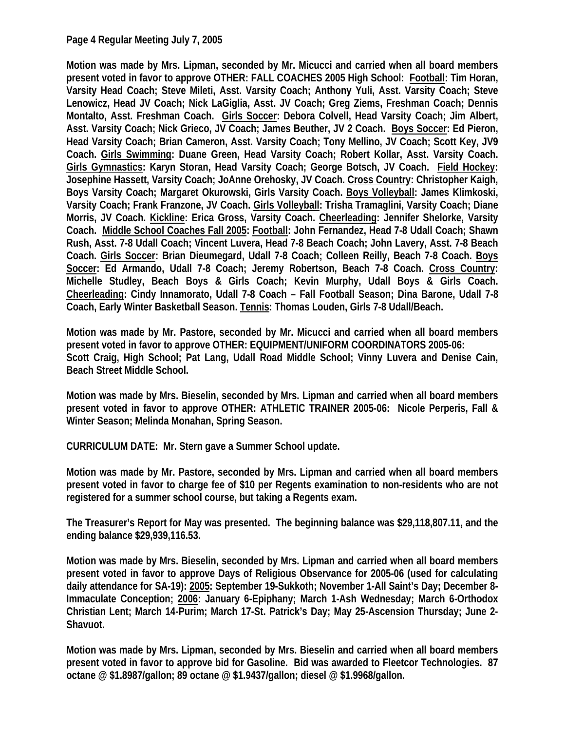**Page 4 Regular Meeting July 7, 2005**

**Motion was made by Mrs. Lipman, seconded by Mr. Micucci and carried when all board members present voted in favor to approve OTHER: FALL COACHES 2005 High School: <u>Football</u>: Tim Horan, Varsity Head Coach; Steve Mileti, Asst. Varsity Coach; Anthony Yuli, Asst. Varsity Coach; Steve Lenowicz, Head JV Coach; Nick LaGiglia, Asst. JV Coach; Greg Ziems, Freshman Coach; Dennis Montalto, Asst. Freshman Coach. <u>Girls Soccer</u>: Debora Colvell, Head Varsity Coach; Jim Albert, Asst. Varsity Coach; Nick Grieco, JV Coach; James Beuther, JV 2 Coach. <u>Boys Soccer</u>: Ed Pieron, Head Varsity Coach; Brian Cameron, Asst. Varsity Coach; Tony Mellino, JV Coach; Scott Key, JV9 Coach. <u>Girls Swimming</u>: Duane Green, Head Varsity Coach; Robert Kollar, Asst. Varsity Coach. <u>Girls Gymnastics</u>: Karyn Storan, Head Varsity Coach; George Botsch, JV Coach. <u>Field Hockey</u>: Josephine Hassett, Varsity Coach; JoAnne Orehosky, JV Coach. <u>Cross Country</u>: Christopher Kaigh, Boys Varsity Coach; Margaret Okurowski, Girls Varsity Coach. <u>Boys Volleyball</u>: James Klimkoski, Varsity Coach; Frank Franzone, JV Coach. <u>Girls Volleyball</u>: Trisha Tramaglini, Varsity Coach; Diane Morris, JV Coach. <u>Kickline</u>: Erica Gross, Varsity Coach. <u>Cheerleading</u>: Jennifer Shelorke, Varsity Coach. <u>Middle School Coaches Fall 2005</u>: <u>Football</u>: John Fernandez, Head 7-8 Udall Coach; Shawn Rush, Asst. 7-8 Udall Coach; Vincent Luvera, Head 7-8 Beach Coach; John Lavery, Asst. 7-8 Beach Coach. <u>Girls Soccer</u>: Brian Dieumegard, Udall 7-8 Coach; Colleen Reilly, Beach 7-8 Coach. <u>Boys Soccer</u>: Ed Armando, Udall 7-8 Coach; Jeremy Robertson, Beach 7-8 Coach. <u>Cross Country</u>: Michelle Studley, Beach Boys & Girls Coach; Kevin Murphy, Udall Boys & Girls Coach. <u>Cheerleading</u>: Cindy Innamorato, Udall 7-8 Coach – Fall Football Season; Dina Barone, Udall 7-8 Coach, Early Winter Basketball Season. <u>Tennis</u>: Thomas Louden, Girls 7-8 Udall/Beach.**

**Motion was made by Mr. Pastore, seconded by Mr. Micucci and carried when all board members present voted in favor to approve OTHER: EQUIPMENT/UNIFORM COORDINATORS 2005-06: Scott Craig, High School; Pat Lang, Udall Road Middle School; Vinny Luvera and Denise Cain, Beach Street Middle School.**

**Motion was made by Mrs. Bieselin, seconded by Mrs. Lipman and carried when all board members present voted in favor to approve OTHER: ATHLETIC TRAINER 2005-06: Nicole Perperis, Fall & Winter Season; Melinda Monahan, Spring Season.**

**CURRICULUM DATE: Mr. Stern gave a Summer School update.**

**Motion was made by Mr. Pastore, seconded by Mrs. Lipman and carried when all board members present voted in favor to charge fee of $10 per Regents examination to non-residents who are not registered for a summer school course, but taking a Regents exam.**

**The Treasurer's Report for May was presented. The beginning balance was $29,118,807.11, and the ending balance $29,939,116.53.**

**Motion was made by Mrs. Bieselin, seconded by Mrs. Lipman and carried when all board members present voted in favor to approve Days of Religious Observance for 2005-06 (used for calculating daily attendance for SA-19): <u>2005</u>: September 19-Sukkoth; November 1-All Saint's Day; December 8-Immaculate Conception; <u>2006</u>: January 6-Epiphany; March 1-Ash Wednesday; March 6-Orthodox Christian Lent; March 14-Purim; March 17-St. Patrick's Day; May 25-Ascension Thursday; June 2-Shavuot.**

**Motion was made by Mrs. Lipman, seconded by Mrs. Bieselin and carried when all board members present voted in favor to approve bid for Gasoline. Bid was awarded to Fleetcor Technologies. 87 octane @ $1.8987/gallon; 89 octane @ $1.9437/gallon; diesel @ $1.9968/gallon.**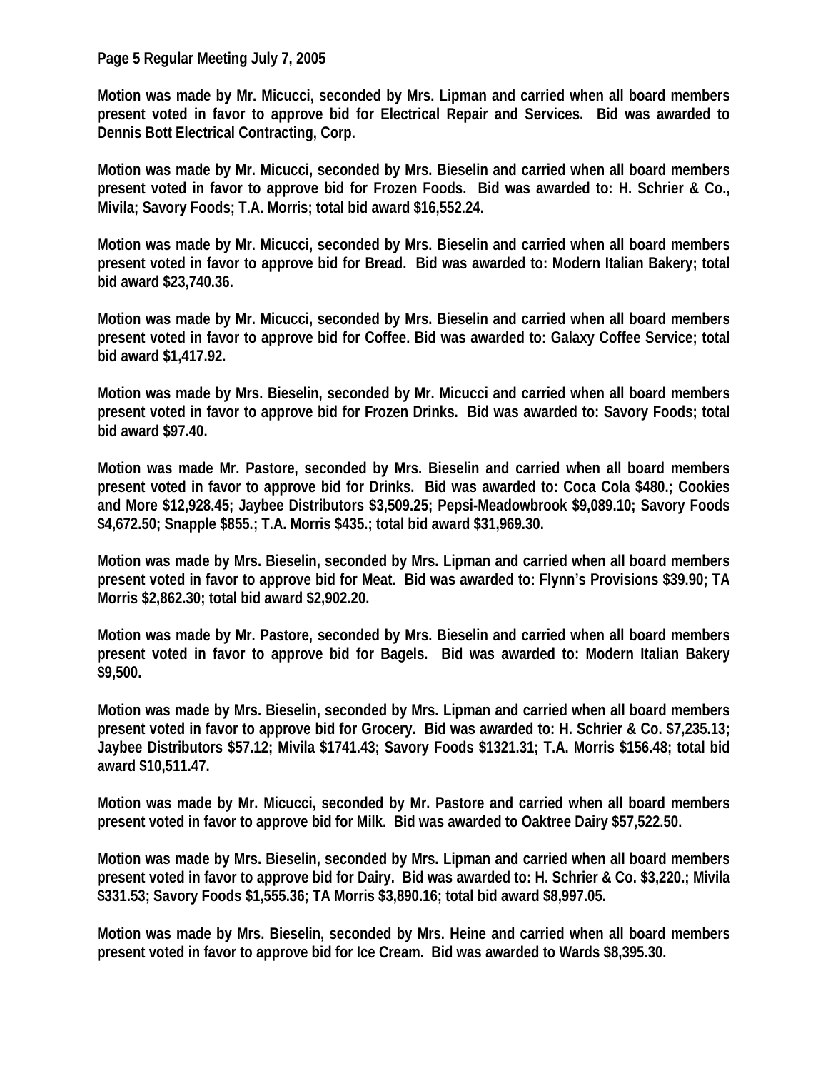**Page 5 Regular Meeting July 7, 2005**

**Motion was made by Mr. Micucci, seconded by Mrs. Lipman and carried when all board members present voted in favor to approve bid for Electrical Repair and Services. Bid was awarded to Dennis Bott Electrical Contracting, Corp.**

**Motion was made by Mr. Micucci, seconded by Mrs. Bieselin and carried when all board members present voted in favor to approve bid for Frozen Foods. Bid was awarded to: H. Schrier & Co., Mivila; Savory Foods; T.A. Morris; total bid award $16,552.24.**

**Motion was made by Mr. Micucci, seconded by Mrs. Bieselin and carried when all board members present voted in favor to approve bid for Bread. Bid was awarded to: Modern Italian Bakery; total bid award $23,740.36.**

**Motion was made by Mr. Micucci, seconded by Mrs. Bieselin and carried when all board members present voted in favor to approve bid for Coffee. Bid was awarded to: Galaxy Coffee Service; total bid award $1,417.92.**

**Motion was made by Mrs. Bieselin, seconded by Mr. Micucci and carried when all board members present voted in favor to approve bid for Frozen Drinks. Bid was awarded to: Savory Foods; total bid award $97.40.**

**Motion was made Mr. Pastore, seconded by Mrs. Bieselin and carried when all board members present voted in favor to approve bid for Drinks. Bid was awarded to: Coca Cola $480.; Cookies and More $12,928.45; Jaybee Distributors $3,509.25; Pepsi-Meadowbrook $9,089.10; Savory Foods $4,672.50; Snapple $855.; T.A. Morris $435.; total bid award $31,969.30.**

**Motion was made by Mrs. Bieselin, seconded by Mrs. Lipman and carried when all board members present voted in favor to approve bid for Meat. Bid was awarded to: Flynn's Provisions $39.90; TA Morris $2,862.30; total bid award $2,902.20.**

**Motion was made by Mr. Pastore, seconded by Mrs. Bieselin and carried when all board members present voted in favor to approve bid for Bagels. Bid was awarded to: Modern Italian Bakery $9,500.**

**Motion was made by Mrs. Bieselin, seconded by Mrs. Lipman and carried when all board members present voted in favor to approve bid for Grocery. Bid was awarded to: H. Schrier & Co. $7,235.13; Jaybee Distributors $57.12; Mivila $1741.43; Savory Foods $1321.31; T.A. Morris $156.48; total bid award $10,511.47.**

**Motion was made by Mr. Micucci, seconded by Mr. Pastore and carried when all board members present voted in favor to approve bid for Milk. Bid was awarded to Oaktree Dairy $57,522.50.**

**Motion was made by Mrs. Bieselin, seconded by Mrs. Lipman and carried when all board members present voted in favor to approve bid for Dairy. Bid was awarded to: H. Schrier & Co. $3,220.; Mivila $331.53; Savory Foods $1,555.36; TA Morris $3,890.16; total bid award $8,997.05.**

**Motion was made by Mrs. Bieselin, seconded by Mrs. Heine and carried when all board members present voted in favor to approve bid for Ice Cream. Bid was awarded to Wards $8,395.30.**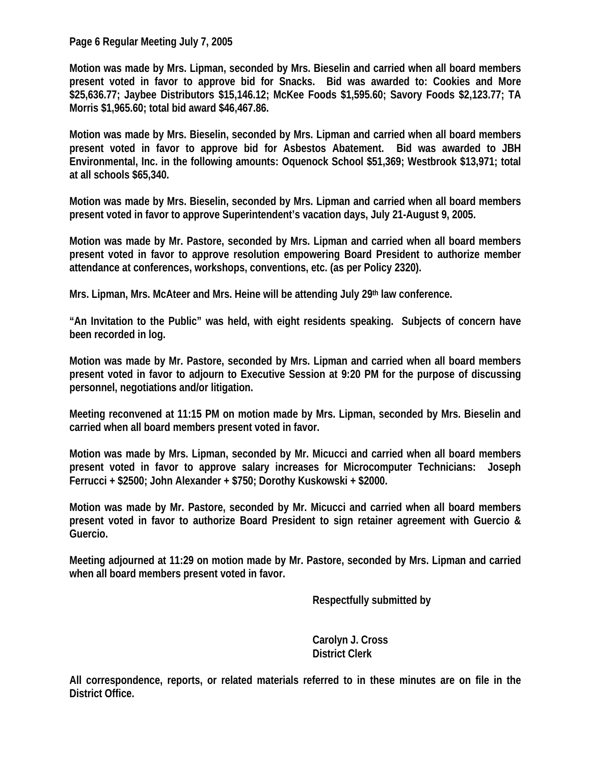**Page 6 Regular Meeting July 7, 2005**

**Motion was made by Mrs. Lipman, seconded by Mrs. Bieselin and carried when all board members present voted in favor to approve bid for Snacks. Bid was awarded to: Cookies and More $25,636.77; Jaybee Distributors $15,146.12; McKee Foods $1,595.60; Savory Foods $2,123.77; TA Morris $1,965.60; total bid award $46,467.86.**

**Motion was made by Mrs. Bieselin, seconded by Mrs. Lipman and carried when all board members present voted in favor to approve bid for Asbestos Abatement. Bid was awarded to JBH Environmental, Inc. in the following amounts: Oquenock School $51,369; Westbrook $13,971; total at all schools $65,340.**

**Motion was made by Mrs. Bieselin, seconded by Mrs. Lipman and carried when all board members present voted in favor to approve Superintendent's vacation days, July 21-August 9, 2005.**

**Motion was made by Mr. Pastore, seconded by Mrs. Lipman and carried when all board members present voted in favor to approve resolution empowering Board President to authorize member attendance at conferences, workshops, conventions, etc. (as per Policy 2320).**

**Mrs. Lipman, Mrs. McAteer and Mrs. Heine will be attending July 29th law conference.**

**"An Invitation to the Public" was held, with eight residents speaking. Subjects of concern have been recorded in log.**

**Motion was made by Mr. Pastore, seconded by Mrs. Lipman and carried when all board members present voted in favor to adjourn to Executive Session at 9:20 PM for the purpose of discussing personnel, negotiations and/or litigation.**

**Meeting reconvened at 11:15 PM on motion made by Mrs. Lipman, seconded by Mrs. Bieselin and carried when all board members present voted in favor.**

**Motion was made by Mrs. Lipman, seconded by Mr. Micucci and carried when all board members present voted in favor to approve salary increases for Microcomputer Technicians: Joseph Ferrucci + $2500; John Alexander + $750; Dorothy Kuskowski + $2000.**

**Motion was made by Mr. Pastore, seconded by Mr. Micucci and carried when all board members present voted in favor to authorize Board President to sign retainer agreement with Guercio & Guercio.**

**Meeting adjourned at 11:29 on motion made by Mr. Pastore, seconded by Mrs. Lipman and carried when all board members present voted in favor.**

**Respectfully submitted by**

**Carolyn J. Cross**
**District Clerk**

**All correspondence, reports, or related materials referred to in these minutes are on file in the District Office.**